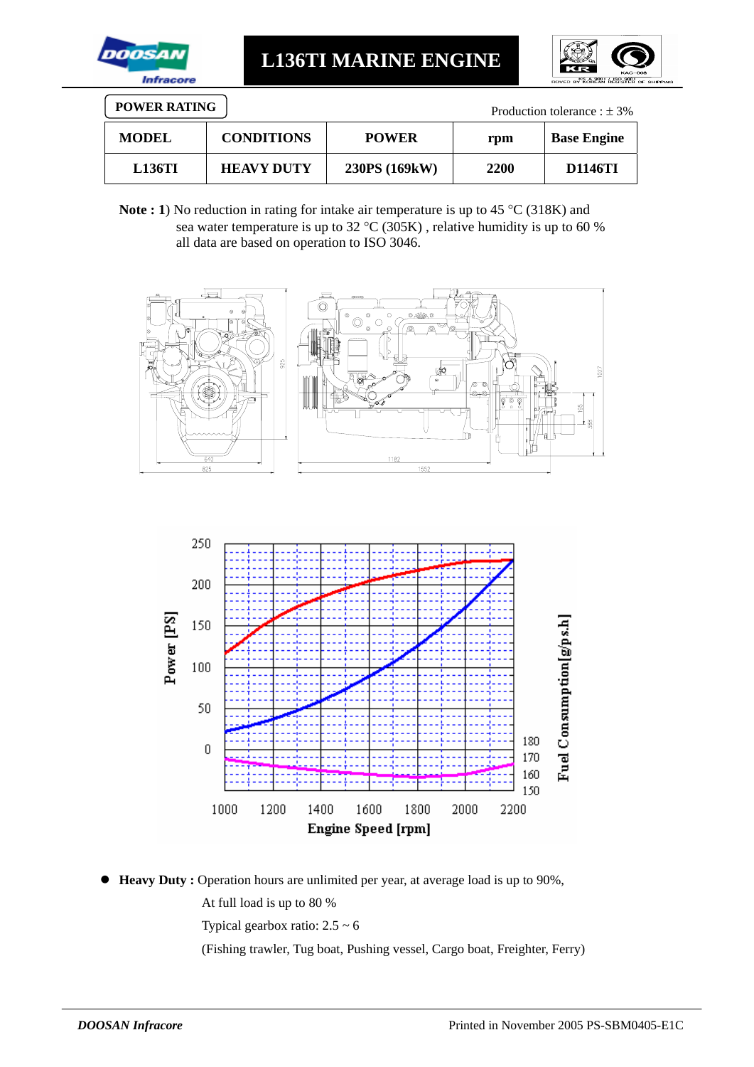# L136TI MARINE ENGINE

**POWER RATING**

Production tolerance : ± 3%

| MODEL | CONDITIONS | POWER | rpm | Base Engine |
|---|---|---|---|---|
| L136TI | HEAVY DUTY | 230PS (169kW) | 2200 | D1146TI |

**Note : 1**) No reduction in rating for intake air temperature is up to 45 °C (318K) and sea water temperature is up to 32 °C (305K) , relative humidity is up to 60 % all data are based on operation to ISO 3046.

- **Heavy Duty :** Operation hours are unlimited per year, at average load is up to 90%,
  At full load is up to 80 %
  Typical gearbox ratio: 2.5 ~ 6
  (Fishing trawler, Tug boat, Pushing vessel, Cargo boat, Freighter, Ferry)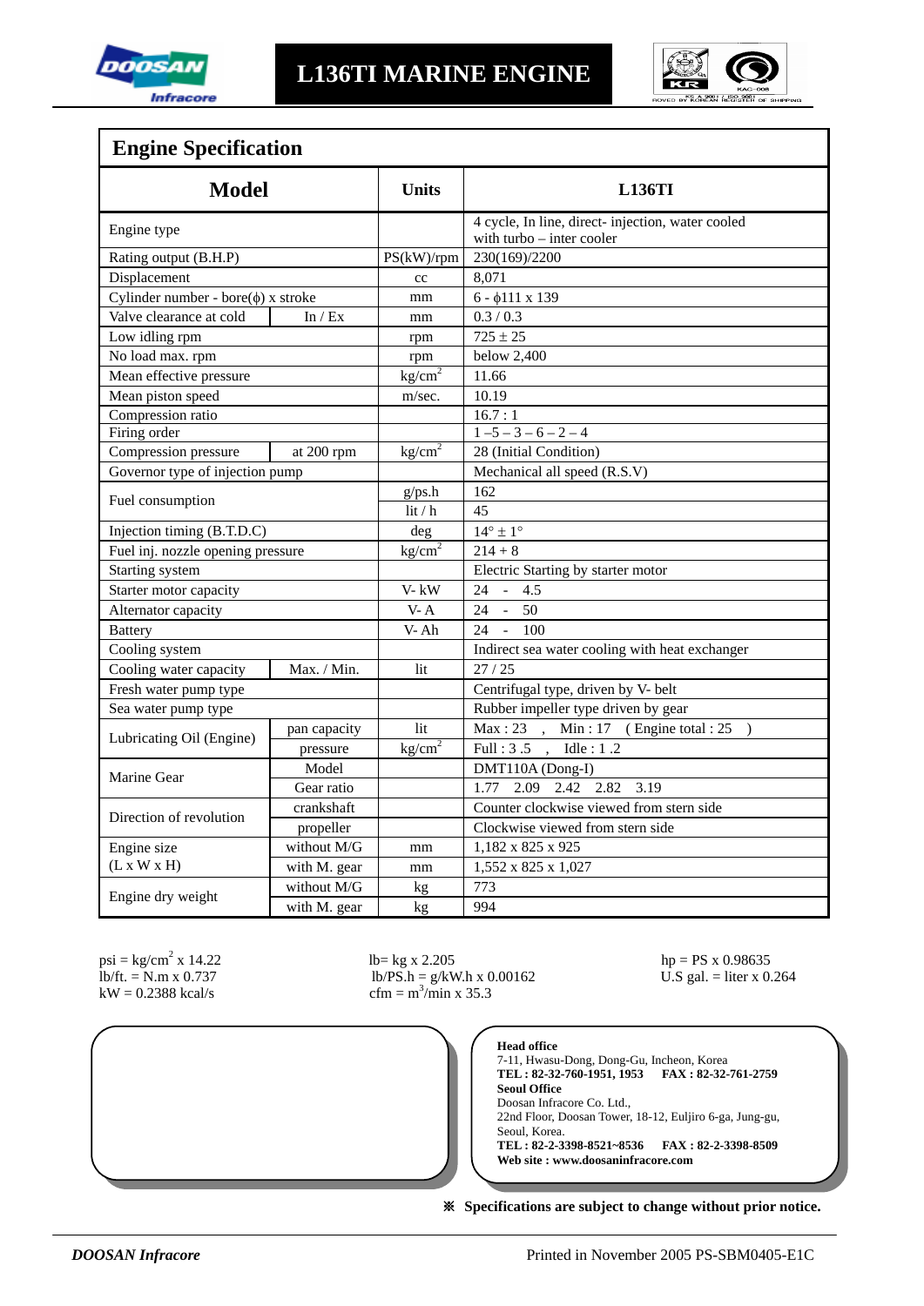# L136TI MARINE ENGINE

## Engine Specification

| Model | | Units | L136TI |
|---|---|---|---|
| Engine type | | | 4 cycle, In line, direct- injection, water cooled with turbo – inter cooler |
| Rating output (B.H.P) | | PS(kW)/rpm | 230(169)/2200 |
| Displacement | | cc | 8,071 |
| Cylinder number - bore(ϕ) x stroke | | mm | 6 - ϕ111 x 139 |
| Valve clearance at cold | In / Ex | mm | 0.3 / 0.3 |
| Low idling rpm | | rpm | 725 ± 25 |
| No load max. rpm | | rpm | below 2,400 |
| Mean effective pressure | | $kg/cm^2$ | 11.66 |
| Mean piston speed | | m/sec. | 10.19 |
| Compression ratio | | | 16.7 : 1 |
| Firing order | | | 1 – 5 – 3 – 6 – 2 – 4 |
| Compression pressure | at 200 rpm | $kg/cm^2$ | 28 (Initial Condition) |
| Governor type of injection pump | | | Mechanical all speed (R.S.V) |
| Fuel consumption | | g/ps.h | 162 |
| | | lit / h | 45 |
| Injection timing (B.T.D.C) | | deg | 14° ± 1° |
| Fuel inj. nozzle opening pressure | | $kg/cm^2$ | 214 + 8 |
| Starting system | | | Electric Starting by starter motor |
| Starter motor capacity | | V- kW | 24 - 4.5 |
| Alternator capacity | | V- A | 24 - 50 |
| Battery | | V- Ah | 24 - 100 |
| Cooling system | | | Indirect sea water cooling with heat exchanger |
| Cooling water capacity | Max. / Min. | lit | 27 / 25 |
| Fresh water pump type | | | Centrifugal type, driven by V- belt |
| Sea water pump type | | | Rubber impeller type driven by gear |
| Lubricating Oil (Engine) | pan capacity | lit | Max : 23 , Min : 17 ( Engine total : 25 ) |
| | pressure | $kg/cm^2$ | Full : 3 .5 , Idle : 1 .2 |
| Marine Gear | Model | | DMT110A (Dong-I) |
| | Gear ratio | | 1.77 2.09 2.42 2.82 3.19 |
| Direction of revolution | crankshaft | | Counter clockwise viewed from stern side |
| | propeller | | Clockwise viewed from stern side |
| Engine size (L x W x H) | without M/G | mm | 1,182 x 825 x 925 |
| | with M. gear | mm | 1,552 x 825 x 1,027 |
| Engine dry weight | without M/G | kg | 773 |
| | with M. gear | kg | 994 |

psi = $kg/cm^2$ x 14.22
lb/ft. = N.m x 0.737
kW = 0.2388 kcal/s

lb= kg x 2.205
lb/PS.h = g/kW.h x 0.00162
cfm = $m^3$/min x 35.3

hp = PS x 0.98635
U.S gal. = liter x 0.264

**Head office**
7-11, Hwasu-Dong, Dong-Gu, Incheon, Korea
**TEL : 82-32-760-1951, 1953 FAX : 82-32-761-2759**
**Seoul Office**
Doosan Infracore Co. Ltd.,
22nd Floor, Doosan Tower, 18-12, Euljiro 6-ga, Jung-gu, Seoul, Korea.
**TEL : 82-2-3398-8521~8536 FAX : 82-2-3398-8509**
**Web site : www.doosaninfracore.com**

**※ Specifications are subject to change without prior notice.**

*DOOSAN Infracore* Printed in November 2005 PS-SBM0405-E1C